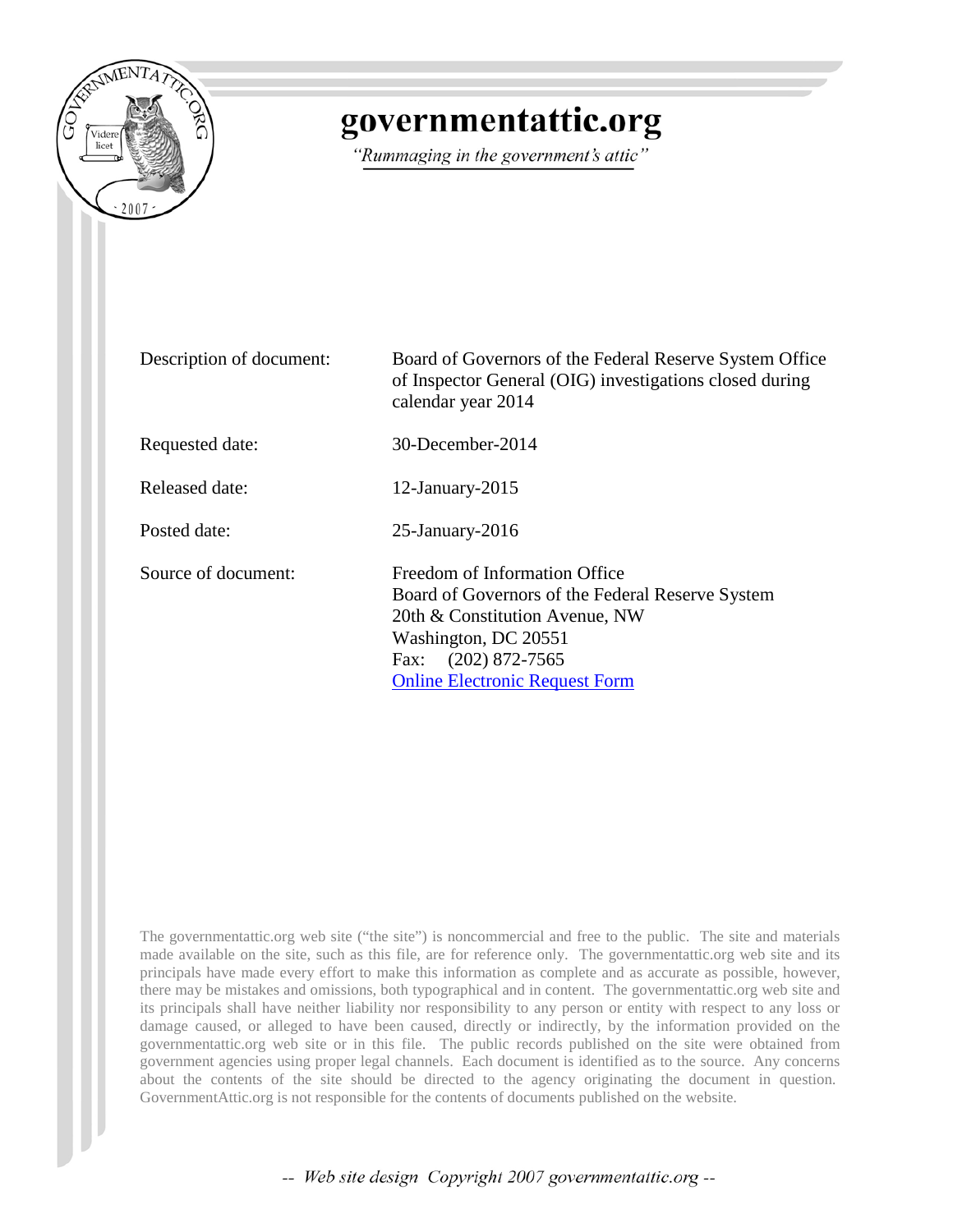# governmentattic.org

*"Rummaging in the government's attic"*

| | |
|---|---|
| Description of document: | Board of Governors of the Federal Reserve System Office of Inspector General (OIG) investigations closed during calendar year 2014 |
| Requested date: | 30-December-2014 |
| Released date: | 12-January-2015 |
| Posted date: | 25-January-2016 |
| Source of document: | Freedom of Information Office<br>Board of Governors of the Federal Reserve System<br>20th & Constitution Avenue, NW<br>Washington, DC 20551<br>Fax: (202) 872-7565<br>[Online Electronic Request Form]() |

The governmentattic.org web site ("the site") is noncommercial and free to the public. The site and materials made available on the site, such as this file, are for reference only. The governmentattic.org web site and its principals have made every effort to make this information as complete and as accurate as possible, however, there may be mistakes and omissions, both typographical and in content. The governmentattic.org web site and its principals shall have neither liability nor responsibility to any person or entity with respect to any loss or damage caused, or alleged to have been caused, directly or indirectly, by the information provided on the governmentattic.org web site or in this file. The public records published on the site were obtained from government agencies using proper legal channels. Each document is identified as to the source. Any concerns about the contents of the site should be directed to the agency originating the document in question. GovernmentAttic.org is not responsible for the contents of documents published on the website.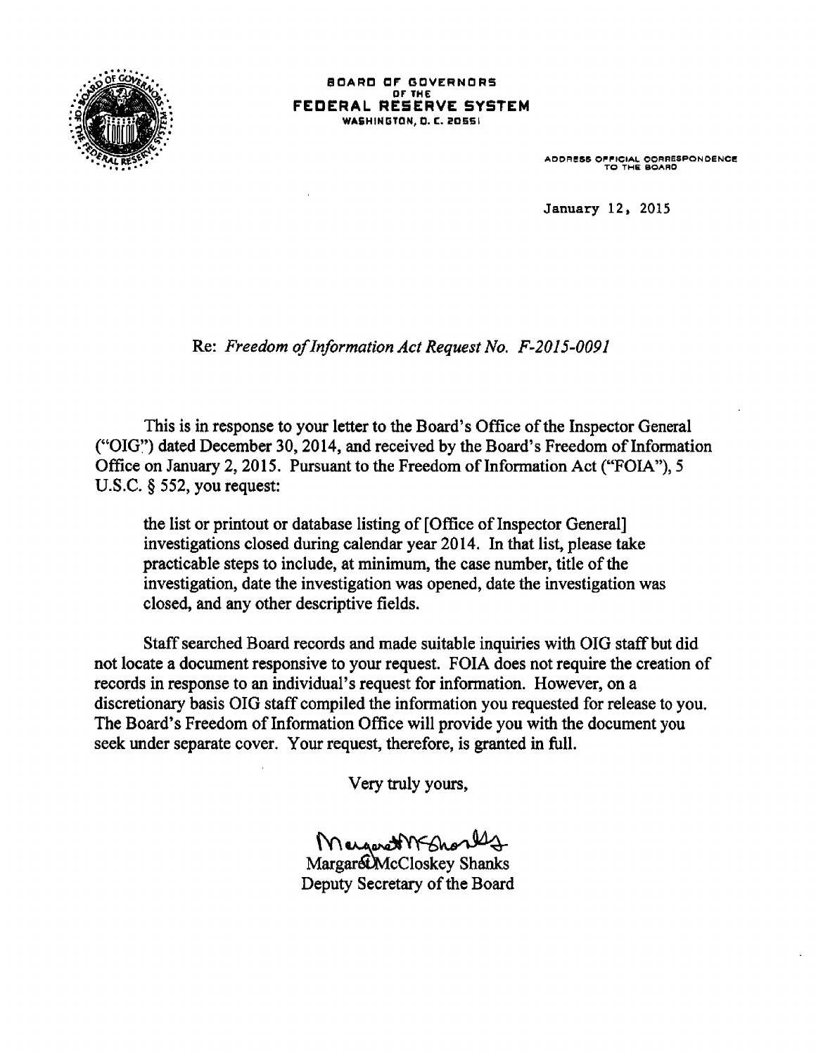**BOARD OF GOVERNORS**
**OF THE**
**FEDERAL RESERVE SYSTEM**
**WASHINGTON, D. C. 20551**

ADDRESS OFFICIAL CORRESPONDENCE
TO THE BOARD

January 12, 2015

Re: *Freedom of Information Act Request No. F-2015-0091*

This is in response to your letter to the Board's Office of the Inspector General ("OIG") dated December 30, 2014, and received by the Board's Freedom of Information Office on January 2, 2015. Pursuant to the Freedom of Information Act ("FOIA"), 5 U.S.C. § 552, you request:

> the list or printout or database listing of [Office of Inspector General] investigations closed during calendar year 2014. In that list, please take practicable steps to include, at minimum, the case number, title of the investigation, date the investigation was opened, date the investigation was closed, and any other descriptive fields.

Staff searched Board records and made suitable inquiries with OIG staff but did not locate a document responsive to your request. FOIA does not require the creation of records in response to an individual's request for information. However, on a discretionary basis OIG staff compiled the information you requested for release to you. The Board's Freedom of Information Office will provide you with the document you seek under separate cover. Your request, therefore, is granted in full.

Very truly yours,

Margaret McCloskey Shanks
Deputy Secretary of the Board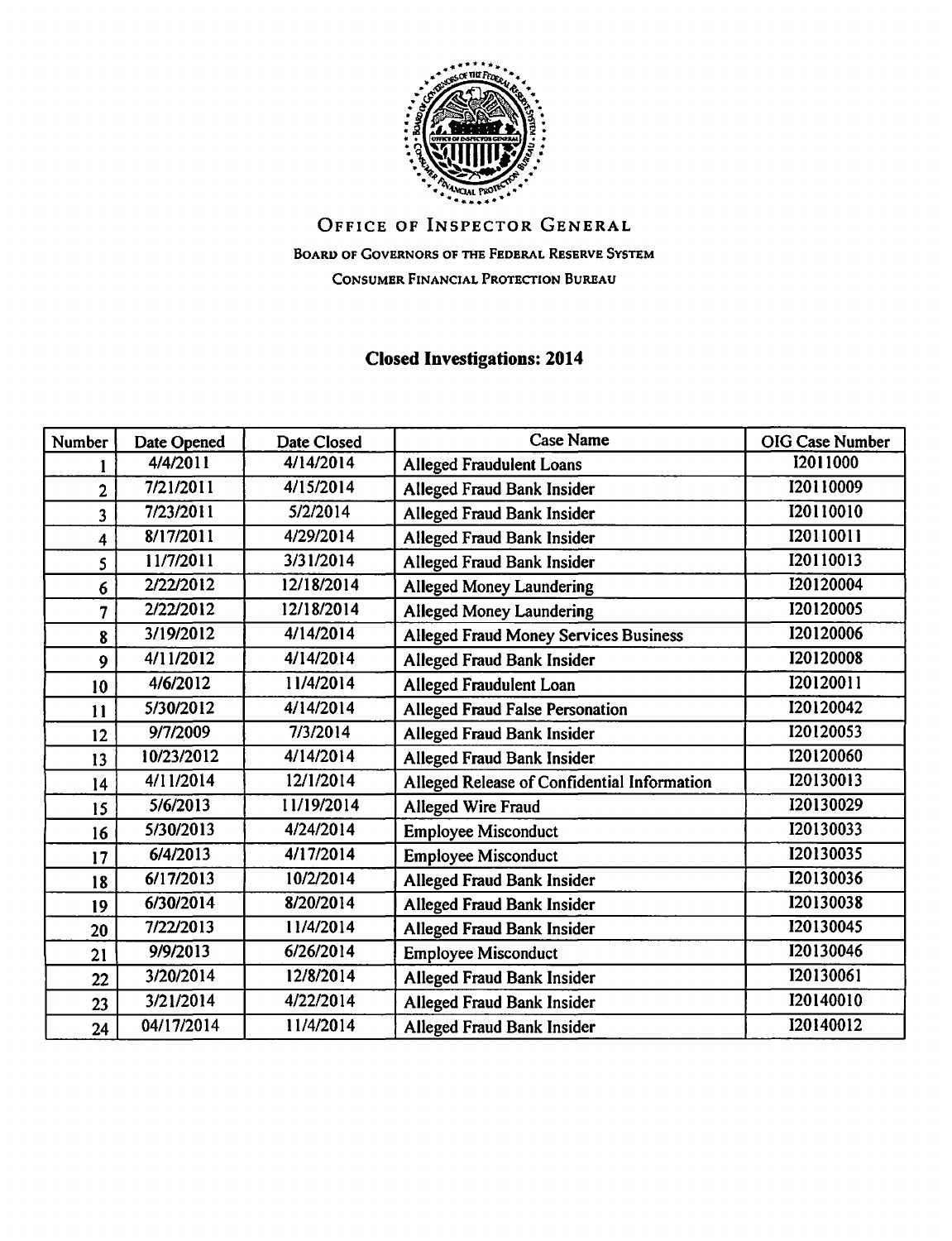OFFICE OF INSPECTOR GENERAL

BOARD OF GOVERNORS OF THE FEDERAL RESERVE SYSTEM

CONSUMER FINANCIAL PROTECTION BUREAU

# Closed Investigations: 2014

| Number | Date Opened | Date Closed | Case Name | OIG Case Number |
|---|---|---|---|---|
| 1 | 4/4/2011 | 4/14/2014 | Alleged Fraudulent Loans | I2011000 |
| 2 | 7/21/2011 | 4/15/2014 | Alleged Fraud Bank Insider | I20110009 |
| 3 | 7/23/2011 | 5/2/2014 | Alleged Fraud Bank Insider | I20110010 |
| 4 | 8/17/2011 | 4/29/2014 | Alleged Fraud Bank Insider | I20110011 |
| 5 | 11/7/2011 | 3/31/2014 | Alleged Fraud Bank Insider | I20110013 |
| 6 | 2/22/2012 | 12/18/2014 | Alleged Money Laundering | I20120004 |
| 7 | 2/22/2012 | 12/18/2014 | Alleged Money Laundering | I20120005 |
| 8 | 3/19/2012 | 4/14/2014 | Alleged Fraud Money Services Business | I20120006 |
| 9 | 4/11/2012 | 4/14/2014 | Alleged Fraud Bank Insider | I20120008 |
| 10 | 4/6/2012 | 11/4/2014 | Alleged Fraudulent Loan | I20120011 |
| 11 | 5/30/2012 | 4/14/2014 | Alleged Fraud False Personation | I20120042 |
| 12 | 9/7/2009 | 7/3/2014 | Alleged Fraud Bank Insider | I20120053 |
| 13 | 10/23/2012 | 4/14/2014 | Alleged Fraud Bank Insider | I20120060 |
| 14 | 4/11/2014 | 12/1/2014 | Alleged Release of Confidential Information | I20130013 |
| 15 | 5/6/2013 | 11/19/2014 | Alleged Wire Fraud | I20130029 |
| 16 | 5/30/2013 | 4/24/2014 | Employee Misconduct | I20130033 |
| 17 | 6/4/2013 | 4/17/2014 | Employee Misconduct | I20130035 |
| 18 | 6/17/2013 | 10/2/2014 | Alleged Fraud Bank Insider | I20130036 |
| 19 | 6/30/2014 | 8/20/2014 | Alleged Fraud Bank Insider | I20130038 |
| 20 | 7/22/2013 | 11/4/2014 | Alleged Fraud Bank Insider | I20130045 |
| 21 | 9/9/2013 | 6/26/2014 | Employee Misconduct | I20130046 |
| 22 | 3/20/2014 | 12/8/2014 | Alleged Fraud Bank Insider | I20130061 |
| 23 | 3/21/2014 | 4/22/2014 | Alleged Fraud Bank Insider | I20140010 |
| 24 | 04/17/2014 | 11/4/2014 | Alleged Fraud Bank Insider | I20140012 |